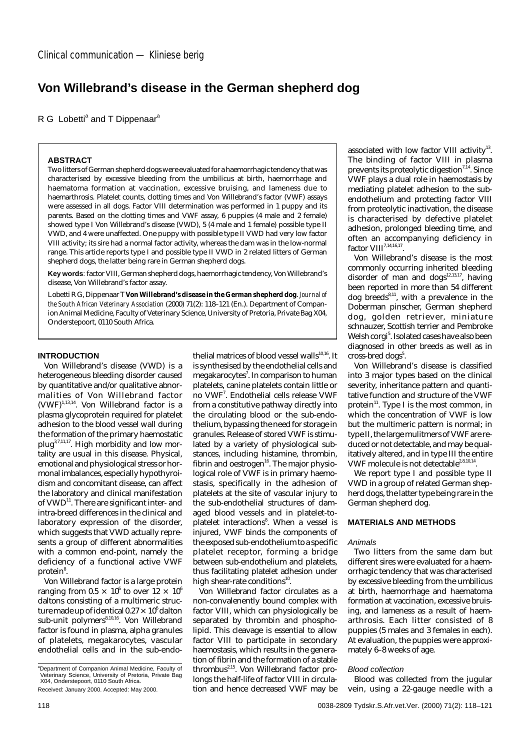Clinical communication — Kliniese berig

# Von Willebrand's disease in the German shepherd dog

R G Lobetti[a] and T Dippenaar[a]

## ABSTRACT

Two litters of German shepherd dogs were evaluated for a haemorrhagic tendency that was characterised by excessive bleeding from the umbilicus at birth, haemorrhage and haematoma formation at vaccination, excessive bruising, and lameness due to haemarthrosis. Platelet counts, clotting times and Von Willebrand's factor (VWF) assays were assessed in all dogs. Factor VIII determination was performed in 1 puppy and its parents. Based on the clotting times and VWF assay, 6 puppies (4 male and 2 female) showed type I Von Willebrand's disease (VWD), 5 (4 male and 1 female) possible type II VWD, and 4 were unaffected. One puppy with possible type II VWD had very low factor VIII activity; its sire had a normal factor activity, whereas the dam was in the low-normal range. This article reports type I and possible type II VWD in 2 related litters of German shepherd dogs, the latter being rare in German shepherd dogs.

**Key words**: factor VIII, German shepherd dogs, haemorrhagic tendency, Von Willebrand's disease, Von Willebrand's factor assay.

Lobetti R G, Dippenaar T **Von Willebrand's disease in the German shepherd dog**. *Journal of the South African Veterinary Association* (2000) 71(2): 118–121 (En.). Department of Companion Animal Medicine, Faculty of Veterinary Science, University of Pretoria, Private Bag X04, Onderstepoort, 0110 South Africa.

## INTRODUCTION

Von Willebrand's disease (VWD) is a heterogeneous bleeding disorder caused by quantitative and/or qualitative abnormalities of Von Willebrand factor (VWF)[1,13,14]. Von Willebrand factor is a plasma glycoprotein required for platelet adhesion to the blood vessel wall during the formation of the primary haemostatic plug[3,7,11,17]. High morbidity and low mortality are usual in this disease. Physical, emotional and physiological stress or hormonal imbalances, especially hypothyroidism and concomitant disease, can affect the laboratory and clinical manifestation of VWD[11]. There are significant inter- and intra-breed differences in the clinical and laboratory expression of the disorder, which suggests that VWD actually represents a group of different abnormalities with a common end-point, namely the deficiency of a functional active VWF protein[8].

Von Willebrand factor is a large protein ranging from $0.5 \times 10^6$ to over $12 \times 10^6$ daltons consisting of a multimeric structure made up of identical $0.27 \times 10^6$ dalton sub-unit polymers[8,10,16]. Von Willebrand factor is found in plasma, alpha granules of platelets, megakarocytes, vascular endothelial cells and in the sub-endothelial matrices of blood vessel walls[10,16]. It is synthesised by the endothelial cells and megakarocytes[7]. In comparison to human platelets, canine platelets contain little or no VWF[7]. Endothelial cells release VWF from a constitutive pathway directly into the circulating blood or the sub-endothelium, bypassing the need for storage in granules. Release of stored VWF is stimulated by a variety of physiological substances, including histamine, thrombin, fibrin and oestrogen[16]. The major physiological role of VWF is in primary haemostasis, specifically in the adhesion of platelets at the site of vascular injury to the sub-endothelial structures of damaged blood vessels and in platelet-to-platelet interactions[8]. When a vessel is injured, VWF binds the components of the exposed sub-endothelium to a specific platelet receptor, forming a bridge between sub-endothelium and platelets, thus facilitating platelet adhesion under high shear-rate conditions[10].

Von Willebrand factor circulates as a non-convalenently bound complex with factor VIII, which can physiologically be separated by thrombin and phospholipid. This cleavage is essential to allow factor VIII to participate in secondary haemostasis, which results in the generation of fibrin and the formation of a stable thrombus[2,15]. Von Willebrand factor prolongs the half-life of factor VIII in circulation and hence decreased VWF may be associated with low factor VIII activity[13]. The binding of factor VIII in plasma prevents its proteolytic digestion[7,14]. Since VWF plays a dual role in haemostasis by mediating platelet adhesion to the sub-endothelium and protecting factor VIII from proteolytic inactivation, the disease is characterised by defective platelet adhesion, prolonged bleeding time, and often an accompanying deficiency in factor VIII[7,14,16,17].

Von Willebrand's disease is the most commonly occurring inherited bleeding disorder of man and dogs[12,13,17], having been reported in more than 54 different dog breeds[8,11], with a prevalence in the Doberman pinscher, German shepherd dog, golden retriever, miniature schnauzer, Scottish terrier and Pembroke Welsh corgi[5]. Isolated cases have also been diagnosed in other breeds as well as in cross-bred dogs[5].

Von Willebrand's disease is classified into 3 major types based on the clinical severity, inheritance pattern and quantitative function and structure of the VWF protein[11]. Type I is the most common, in which the concentration of VWF is low but the multimeric pattern is normal; in type II, the large mulitmers of VWF are reduced or not detectable, and may be qualitatively altered, and in type III the entire VWF molecule is not detectable[2,8,10,14].

We report type I and possible type II VWD in a group of related German shepherd dogs, the latter type being rare in the German shepherd dog.

## MATERIALS AND METHODS

### Animals

Two litters from the same dam but different sires were evaluated for a haemorrhagic tendency that was characterised by excessive bleeding from the umbilicus at birth, haemorrhage and haematoma formation at vaccination, excessive bruising, and lameness as a result of haemarthrosis. Each litter consisted of 8 puppies (5 males and 3 females in each). At evaluation, the puppies were approximately 6–8 weeks of age.

### Blood collection

Blood was collected from the jugular vein, using a 22-gauge needle with a

[a]Department of Companion Animal Medicine, Faculty of Veterinary Science, University of Pretoria, Private Bag X04, Onderstepoort, 0110 South Africa.

Received: January 2000. Accepted: May 2000.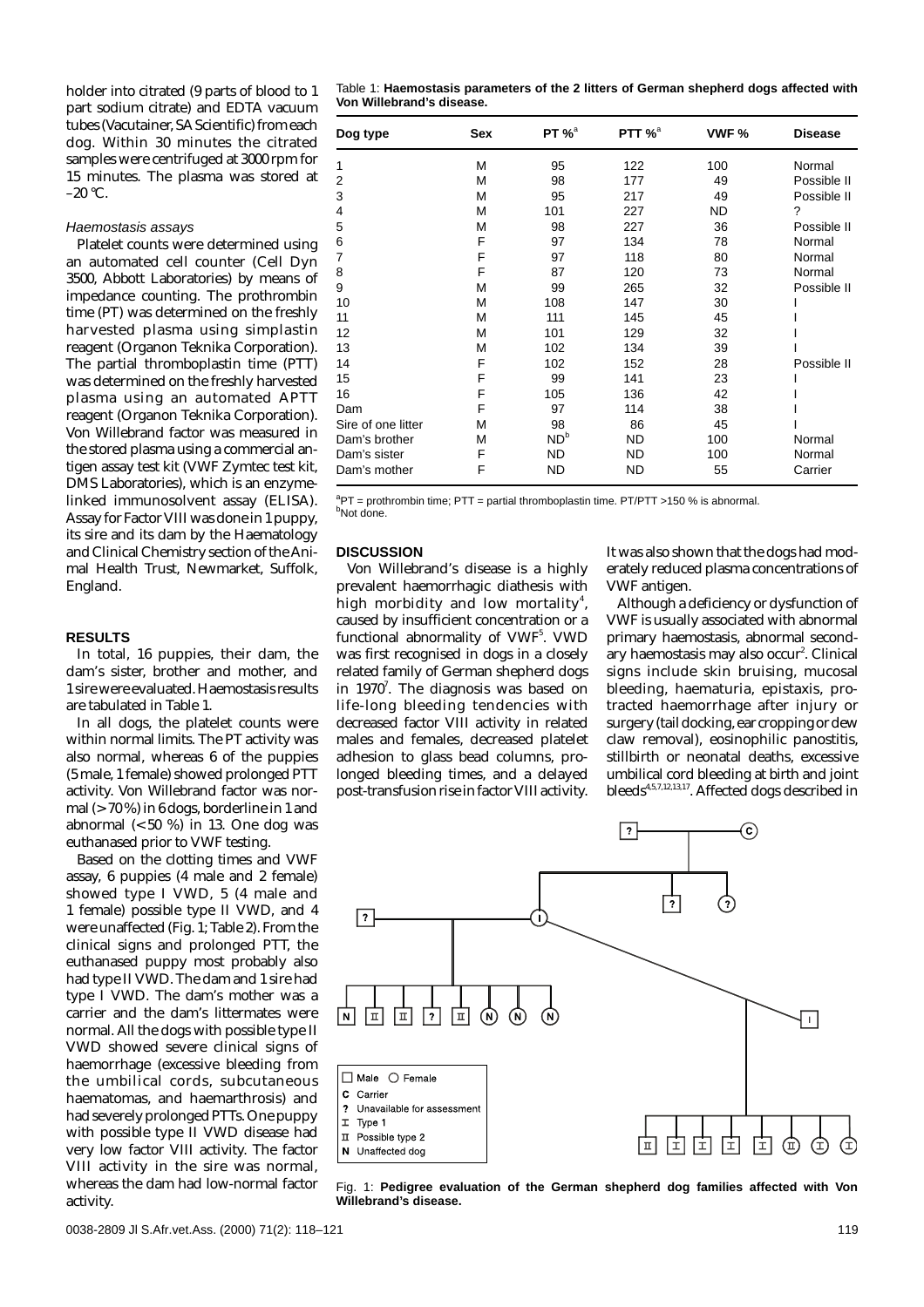holder into citrated (9 parts of blood to 1 part sodium citrate) and EDTA vacuum tubes (Vacutainer, SA Scientific) from each dog. Within 30 minutes the citrated samples were centrifuged at 3000 rpm for 15 minutes. The plasma was stored at –20 °C.

### *Haemostasis assays*

Platelet counts were determined using an automated cell counter (Cell Dyn 3500, Abbott Laboratories) by means of impedance counting. The prothrombin time (PT) was determined on the freshly harvested plasma using simplastin reagent (Organon Teknika Corporation). The partial thromboplastin time (PTT) was determined on the freshly harvested plasma using an automated APTT reagent (Organon Teknika Corporation). Von Willebrand factor was measured in the stored plasma using a commercial antigen assay test kit (VWF Zymtec test kit, DMS Laboratories), which is an enzyme-linked immunosolvent assay (ELISA). Assay for Factor VIII was done in 1 puppy, its sire and its dam by the Haematology and Clinical Chemistry section of the Animal Health Trust, Newmarket, Suffolk, England.

## RESULTS

In total, 16 puppies, their dam, the dam's sister, brother and mother, and 1 sire were evaluated. Haemostasis results are tabulated in Table 1.

In all dogs, the platelet counts were within normal limits. The PT activity was also normal, whereas 6 of the puppies (5 male, 1 female) showed prolonged PTT activity. Von Willebrand factor was normal (> 70 %) in 6 dogs, borderline in 1 and abnormal (< 50 %) in 13. One dog was euthanased prior to VWF testing.

Based on the clotting times and VWF assay, 6 puppies (4 male and 2 female) showed type I VWD, 5 (4 male and 1 female) possible type II VWD, and 4 were unaffected (Fig. 1; Table 2). From the clinical signs and prolonged PTT, the euthanased puppy most probably also had type II VWD. The dam and 1 sire had type I VWD. The dam's mother was a carrier and the dam's littermates were normal. All the dogs with possible type II VWD showed severe clinical signs of haemorrhage (excessive bleeding from the umbilical cords, subcutaneous haematomas, and haemarthrosis) and had severely prolonged PTTs. One puppy with possible type II VWD disease had very low factor VIII activity. The factor VIII activity in the sire was normal, whereas the dam had low-normal factor activity.

Table 1: **Haemostasis parameters of the 2 litters of German shepherd dogs affected with Von Willebrand's disease.**

| Dog type | Sex | PT %[a] | PTT %[a] | VWF % | Disease |
|---|---|---|---|---|---|
| 1 | M | 95 | 122 | 100 | Normal |
| 2 | M | 98 | 177 | 49 | Possible II |
| 3 | M | 95 | 217 | 49 | Possible II |
| 4 | M | 101 | 227 | ND | ? |
| 5 | M | 98 | 227 | 36 | Possible II |
| 6 | F | 97 | 134 | 78 | Normal |
| 7 | F | 97 | 118 | 80 | Normal |
| 8 | F | 87 | 120 | 73 | Normal |
| 9 | M | 99 | 265 | 32 | Possible II |
| 10 | M | 108 | 147 | 30 | I |
| 11 | M | 111 | 145 | 45 | I |
| 12 | M | 101 | 129 | 32 | I |
| 13 | M | 102 | 134 | 39 | I |
| 14 | F | 102 | 152 | 28 | Possible II |
| 15 | F | 99 | 141 | 23 | I |
| 16 | F | 105 | 136 | 42 | I |
| Dam | F | 97 | 114 | 38 | I |
| Sire of one litter | M | 98 | 86 | 45 | I |
| Dam's brother | M | ND[b] | ND | 100 | Normal |
| Dam's sister | F | ND | ND | 100 | Normal |
| Dam's mother | F | ND | ND | 55 | Carrier |

[a]PT = prothrombin time; PTT = partial thromboplastin time. PT/PTT >150 % is abnormal.
[b]Not done.

## DISCUSSION

Von Willebrand's disease is a highly prevalent haemorrhagic diathesis with high morbidity and low mortality[4], caused by insufficient concentration or a functional abnormality of VWF[5]. VWD was first recognised in dogs in a closely related family of German shepherd dogs in 1970[7]. The diagnosis was based on life-long bleeding tendencies with decreased factor VIII activity in related males and females, decreased platelet adhesion to glass bead columns, prolonged bleeding times, and a delayed post-transfusion rise in factor VIII activity. It was also shown that the dogs had moderately reduced plasma concentrations of VWF antigen.

Although a deficiency or dysfunction of VWF is usually associated with abnormal primary haemostasis, abnormal secondary haemostasis may also occur[2]. Clinical signs include skin bruising, mucosal bleeding, haematuria, epistaxis, protracted haemorrhage after injury or surgery (tail docking, ear cropping or dew claw removal), eosinophilic panostitis, stillbirth or neonatal deaths, excessive umbilical cord bleeding at birth and joint bleeds[4,5,7,12,13,17]. Affected dogs described in

Fig. 1: **Pedigree evaluation of the German shepherd dog families affected with Von Willebrand's disease.**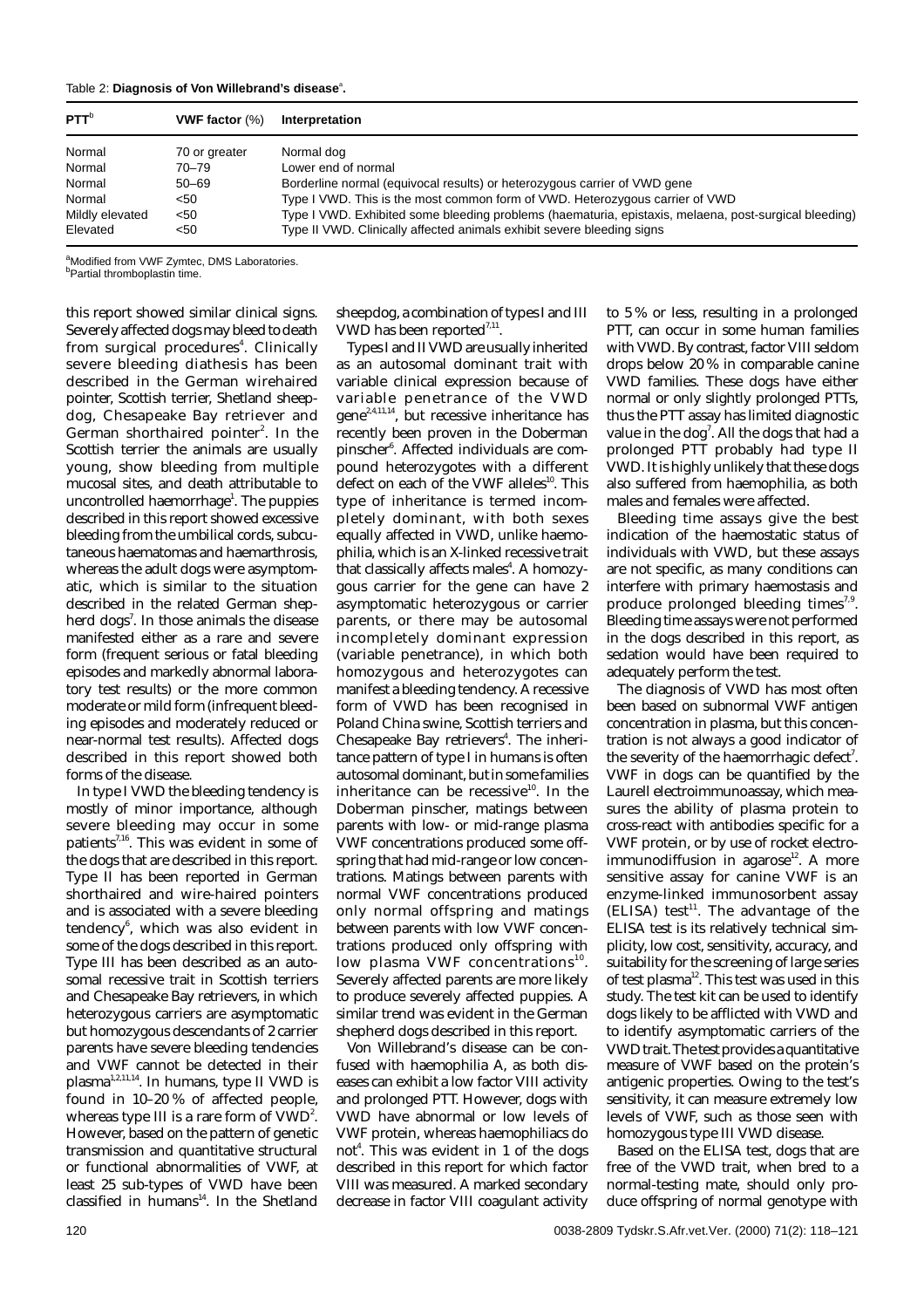Table 2: **Diagnosis of Von Willebrand's disease**[a].

| PTT[b] | VWF factor (%) | Interpretation |
|---|---|---|
| Normal | 70 or greater | Normal dog |
| Normal | 70–79 | Lower end of normal |
| Normal | 50–69 | Borderline normal (equivocal results) or heterozygous carrier of VWD gene |
| Normal | <50 | Type I VWD. This is the most common form of VWD. Heterozygous carrier of VWD |
| Mildly elevated | <50 | Type I VWD. Exhibited some bleeding problems (haematuria, epistaxis, melaena, post-surgical bleeding) |
| Elevated | <50 | Type II VWD. Clinically affected animals exhibit severe bleeding signs |

[a]Modified from VWF Zymtec, DMS Laboratories.
[b]Partial thromboplastin time.

this report showed similar clinical signs. Severely affected dogs may bleed to death from surgical procedures[4]. Clinically severe bleeding diathesis has been described in the German wirehaired pointer, Scottish terrier, Shetland sheepdog, Chesapeake Bay retriever and German shorthaired pointer[2]. In the Scottish terrier the animals are usually young, show bleeding from multiple mucosal sites, and death attributable to uncontrolled haemorrhage[1]. The puppies described in this report showed excessive bleeding from the umbilical cords, subcutaneous haematomas and haemarthrosis, whereas the adult dogs were asymptomatic, which is similar to the situation described in the related German shepherd dogs[7]. In those animals the disease manifested either as a rare and severe form (frequent serious or fatal bleeding episodes and markedly abnormal laboratory test results) or the more common moderate or mild form (infrequent bleeding episodes and moderately reduced or near-normal test results). Affected dogs described in this report showed both forms of the disease.

In type I VWD the bleeding tendency is mostly of minor importance, although severe bleeding may occur in some patients[7,16]. This was evident in some of the dogs that are described in this report. Type II has been reported in German shorthaired and wire-haired pointers and is associated with a severe bleeding tendency[6], which was also evident in some of the dogs described in this report. Type III has been described as an autosomal recessive trait in Scottish terriers and Chesapeake Bay retrievers, in which heterozygous carriers are asymptomatic but homozygous descendants of 2 carrier parents have severe bleeding tendencies and VWF cannot be detected in their plasma[1,2,11,14]. In humans, type II VWD is found in 10–20 % of affected people, whereas type III is a rare form of VWD[2]. However, based on the pattern of genetic transmission and quantitative structural or functional abnormalities of VWF, at least 25 sub-types of VWD have been classified in humans[14]. In the Shetland sheepdog, a combination of types I and III VWD has been reported[7,11].

Types I and II VWD are usually inherited as an autosomal dominant trait with variable clinical expression because of variable penetrance of the VWD gene[2,4,11,14], but recessive inheritance has recently been proven in the Doberman pinscher[6]. Affected individuals are compound heterozygotes with a different defect on each of the VWF alleles[10]. This type of inheritance is termed incompletely dominant, with both sexes equally affected in VWD, unlike haemophilia, which is an X-linked recessive trait that classically affects males[4]. A homozygous carrier for the gene can have 2 asymptomatic heterozygous or carrier parents, or there may be autosomal incompletely dominant expression (variable penetrance), in which both homozygous and heterozygotes can manifest a bleeding tendency. A recessive form of VWD has been recognised in Poland China swine, Scottish terriers and Chesapeake Bay retrievers[4]. The inheritance pattern of type I in humans is often autosomal dominant, but in some families inheritance can be recessive[10]. In the Doberman pinscher, matings between parents with low- or mid-range plasma VWF concentrations produced some offspring that had mid-range or low concentrations. Matings between parents with normal VWF concentrations produced only normal offspring and matings between parents with low VWF concentrations produced only offspring with low plasma VWF concentrations[10]. Severely affected parents are more likely to produce severely affected puppies. A similar trend was evident in the German shepherd dogs described in this report.

Von Willebrand's disease can be confused with haemophilia A, as both diseases can exhibit a low factor VIII activity and prolonged PTT. However, dogs with VWD have abnormal or low levels of VWF protein, whereas haemophiliacs do not[4]. This was evident in 1 of the dogs described in this report for which factor VIII was measured. A marked secondary decrease in factor VIII coagulant activity to 5 % or less, resulting in a prolonged PTT, can occur in some human families with VWD. By contrast, factor VIII seldom drops below 20 % in comparable canine VWD families. These dogs have either normal or only slightly prolonged PTTs, thus the PTT assay has limited diagnostic value in the dog[7]. All the dogs that had a prolonged PTT probably had type II VWD. It is highly unlikely that these dogs also suffered from haemophilia, as both males and females were affected.

Bleeding time assays give the best indication of the haemostatic status of individuals with VWD, but these assays are not specific, as many conditions can interfere with primary haemostasis and produce prolonged bleeding times[7,9]. Bleeding time assays were not performed in the dogs described in this report, as sedation would have been required to adequately perform the test.

The diagnosis of VWD has most often been based on subnormal VWF antigen concentration in plasma, but this concentration is not always a good indicator of the severity of the haemorrhagic defect[7]. VWF in dogs can be quantified by the Laurell electroimmunoassay, which measures the ability of plasma protein to cross-react with antibodies specific for a VWF protein, or by use of rocket electroimmunodiffusion in agarose[12]. A more sensitive assay for canine VWF is an enzyme-linked immunosorbent assay (ELISA) test[11]. The advantage of the ELISA test is its relatively technical simplicity, low cost, sensitivity, accuracy, and suitability for the screening of large series of test plasma[12]. This test was used in this study. The test kit can be used to identify dogs likely to be afflicted with VWD and to identify asymptomatic carriers of the VWD trait. The test provides a quantitative measure of VWF based on the protein's antigenic properties. Owing to the test's sensitivity, it can measure extremely low levels of VWF, such as those seen with homozygous type III VWD disease.

Based on the ELISA test, dogs that are free of the VWD trait, when bred to a normal-testing mate, should only produce offspring of normal genotype with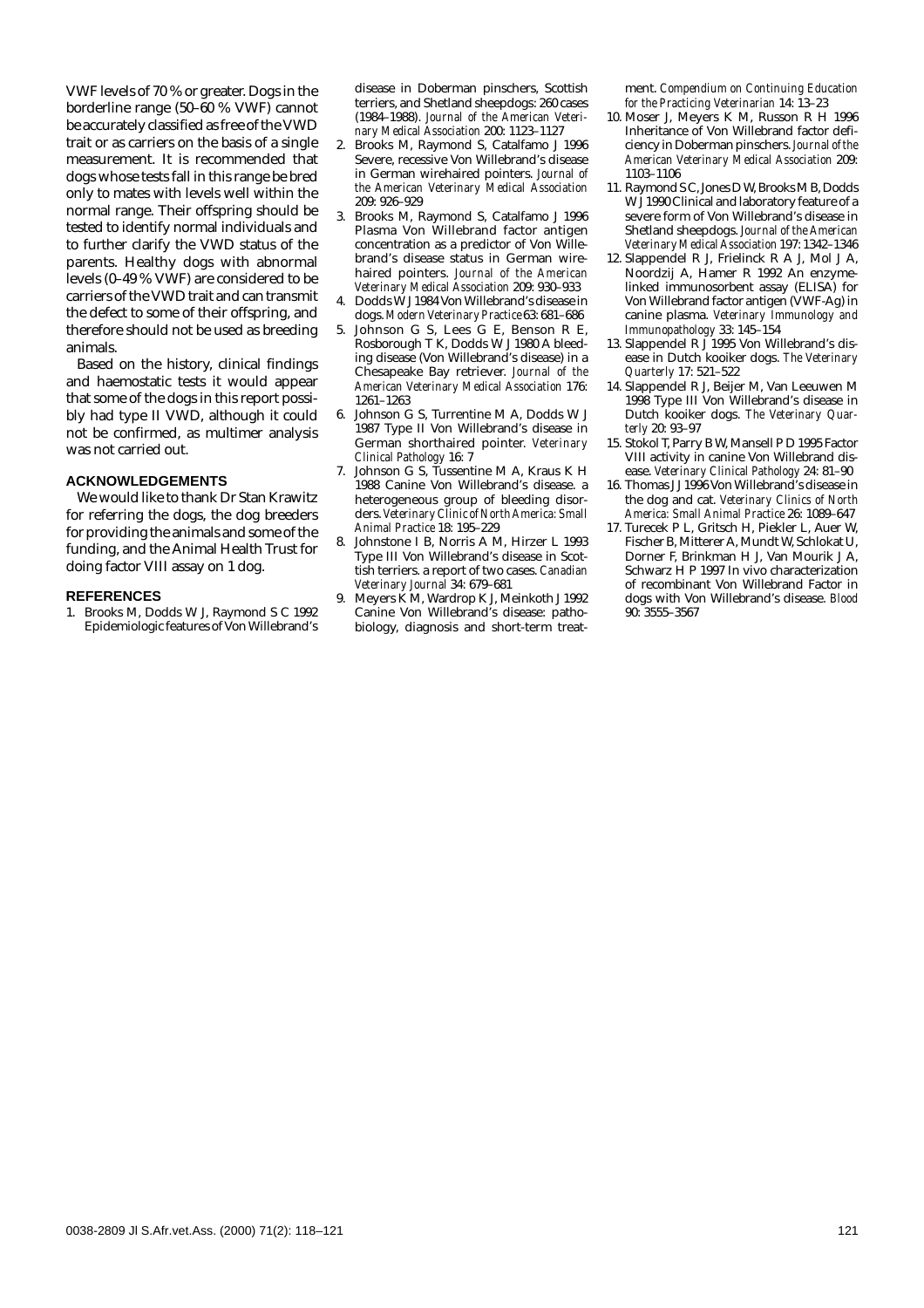VWF levels of 70 % or greater. Dogs in the borderline range (50–60 % VWF) cannot be accurately classified as free of the VWD trait or as carriers on the basis of a single measurement. It is recommended that dogs whose tests fall in this range be bred only to mates with levels well within the normal range. Their offspring should be tested to identify normal individuals and to further clarify the VWD status of the parents. Healthy dogs with abnormal levels (0–49 % VWF) are considered to be carriers of the VWD trait and can transmit the defect to some of their offspring, and therefore should not be used as breeding animals.

Based on the history, clinical findings and haemostatic tests it would appear that some of the dogs in this report possibly had type II VWD, although it could not be confirmed, as multimer analysis was not carried out.

## ACKNOWLEDGEMENTS

We would like to thank Dr Stan Krawitz for referring the dogs, the dog breeders for providing the animals and some of the funding, and the Animal Health Trust for doing factor VIII assay on 1 dog.

## REFERENCES

1. Brooks M, Dodds W J, Raymond S C 1992 Epidemiologic features of Von Willebrand's disease in Doberman pinschers, Scottish terriers, and Shetland sheepdogs: 260 cases (1984–1988). *Journal of the American Veterinary Medical Association* 200: 1123–1127
2. Brooks M, Raymond S, Catalfamo J 1996 Severe, recessive Von Willebrand's disease in German wirehaired pointers. *Journal of the American Veterinary Medical Association* 209: 926–929
3. Brooks M, Raymond S, Catalfamo J 1996 Plasma Von Willebrand factor antigen concentration as a predictor of Von Willebrand's disease status in German wirehaired pointers. *Journal of the American Veterinary Medical Association* 209: 930–933
4. Dodds W J 1984 Von Willebrand's disease in dogs. *Modern Veterinary Practice* 63: 681–686
5. Johnson G S, Lees G E, Benson R E, Rosborough T K, Dodds W J 1980 A bleeding disease (Von Willebrand's disease) in a Chesapeake Bay retriever. *Journal of the American Veterinary Medical Association* 176: 1261–1263
6. Johnson G S, Turrentine M A, Dodds W J 1987 Type II Von Willebrand's disease in German shorthaired pointer. *Veterinary Clinical Pathology* 16: 7
7. Johnson G S, Tussentine M A, Kraus K H 1988 Canine Von Willebrand's disease. a heterogeneous group of bleeding disorders. *Veterinary Clinic of North America: Small Animal Practice* 18: 195–229
8. Johnstone I B, Norris A M, Hirzer L 1993 Type III Von Willebrand's disease in Scottish terriers. a report of two cases. *Canadian Veterinary Journal* 34: 679–681
9. Meyers K M, Wardrop K J, Meinkoth J 1992 Canine Von Willebrand's disease: pathobiology, diagnosis and short-term treatment. *Compendium on Continuing Education for the Practicing Veterinarian* 14: 13–23
10. Moser J, Meyers K M, Russon R H 1996 Inheritance of Von Willebrand factor deficiency in Doberman pinschers. *Journal of the American Veterinary Medical Association* 209: 1103–1106
11. Raymond S C, Jones D W, Brooks M B, Dodds W J 1990 Clinical and laboratory feature of a severe form of Von Willebrand's disease in Shetland sheepdogs. *Journal of the American Veterinary Medical Association* 197: 1342–1346
12. Slappendel R J, Frielinck R A J, Mol J A, Noordzij A, Hamer R 1992 An enzyme-linked immunosorbent assay (ELISA) for Von Willebrand factor antigen (VWF-Ag) in canine plasma. *Veterinary Immunology and Immunopathology* 33: 145–154
13. Slappendel R J 1995 Von Willebrand's disease in Dutch kooiker dogs. *The Veterinary Quarterly* 17: 521–522
14. Slappendel R J, Beijer M, Van Leeuwen M 1998 Type III Von Willebrand's disease in Dutch kooiker dogs. *The Veterinary Quarterly* 20: 93–97
15. Stokol T, Parry B W, Mansell P D 1995 Factor VIII activity in canine Von Willebrand disease. *Veterinary Clinical Pathology* 24: 81–90
16. Thomas J J 1996 Von Willebrand's disease in the dog and cat. *Veterinary Clinics of North America: Small Animal Practice* 26: 1089–647
17. Turecek P L, Gritsch H, Piekler L, Auer W, Fischer B, Mitterer A, Mundt W, Schlokat U, Dorner F, Brinkman H J, Van Mourik J A, Schwarz H P 1997 In vivo characterization of recombinant Von Willebrand Factor in dogs with Von Willebrand's disease. *Blood* 90: 3555–3567